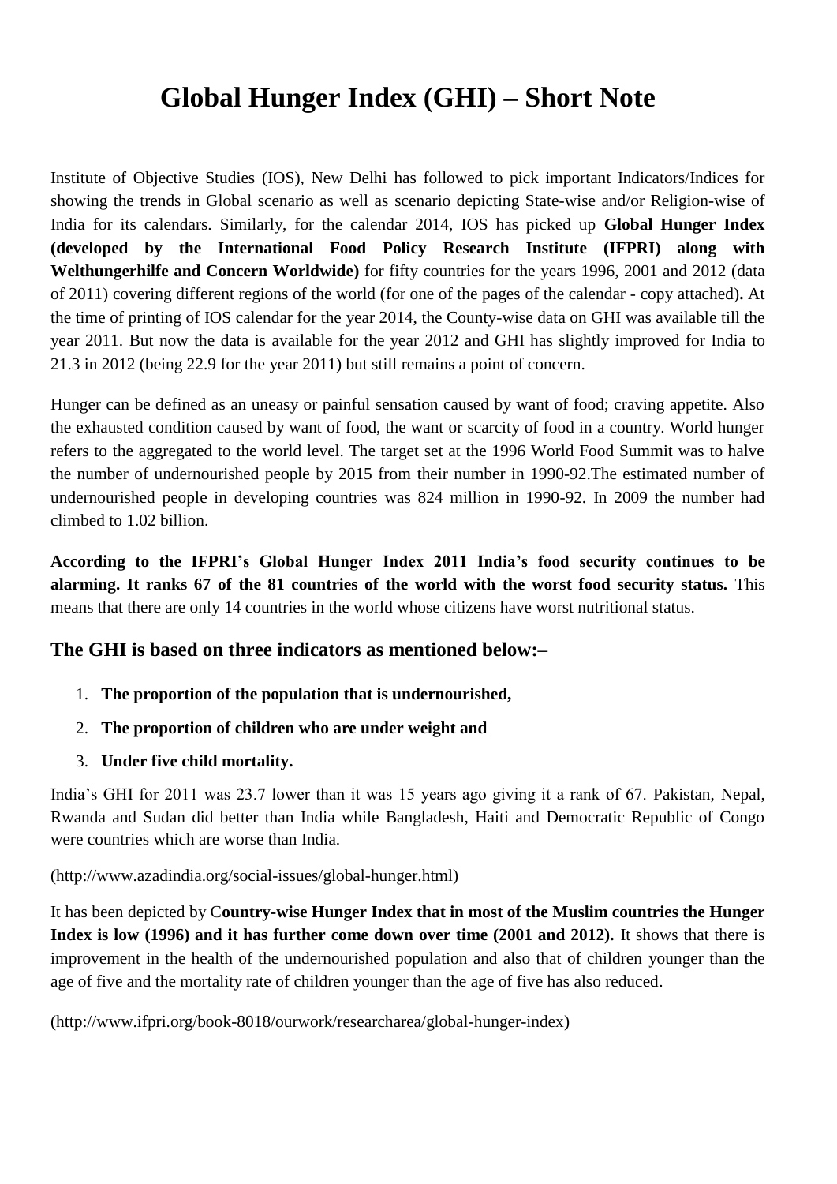# Global Hunger Index (GHI) – Short Note

Institute of Objective Studies (IOS), New Delhi has followed to pick important Indicators/Indices for showing the trends in Global scenario as well as scenario depicting State-wise and/or Religion-wise of India for its calendars. Similarly, for the calendar 2014, IOS has picked up **Global Hunger Index (developed by the International Food Policy Research Institute (IFPRI) along with Welthungerhilfe and Concern Worldwide)** for fifty countries for the years 1996, 2001 and 2012 (data of 2011) covering different regions of the world (for one of the pages of the calendar - copy attached)**.** At the time of printing of IOS calendar for the year 2014, the County-wise data on GHI was available till the year 2011. But now the data is available for the year 2012 and GHI has slightly improved for India to 21.3 in 2012 (being 22.9 for the year 2011) but still remains a point of concern.

Hunger can be defined as an uneasy or painful sensation caused by want of food; craving appetite. Also the exhausted condition caused by want of food, the want or scarcity of food in a country. World hunger refers to the aggregated to the world level. The target set at the 1996 World Food Summit was to halve the number of undernourished people by 2015 from their number in 1990-92.The estimated number of undernourished people in developing countries was 824 million in 1990-92. In 2009 the number had climbed to 1.02 billion.

**According to the IFPRI's Global Hunger Index 2011 India's food security continues to be alarming. It ranks 67 of the 81 countries of the world with the worst food security status.** This means that there are only 14 countries in the world whose citizens have worst nutritional status.

## The GHI is based on three indicators as mentioned below:–

1. **The proportion of the population that is undernourished,**
2. **The proportion of children who are under weight and**
3. **Under five child mortality.**

India's GHI for 2011 was 23.7 lower than it was 15 years ago giving it a rank of 67. Pakistan, Nepal, Rwanda and Sudan did better than India while Bangladesh, Haiti and Democratic Republic of Congo were countries which are worse than India.

(http://www.azadindia.org/social-issues/global-hunger.html)

It has been depicted by C**ountry-wise Hunger Index that in most of the Muslim countries the Hunger Index is low (1996) and it has further come down over time (2001 and 2012).** It shows that there is improvement in the health of the undernourished population and also that of children younger than the age of five and the mortality rate of children younger than the age of five has also reduced.

(http://www.ifpri.org/book-8018/ourwork/researcharea/global-hunger-index)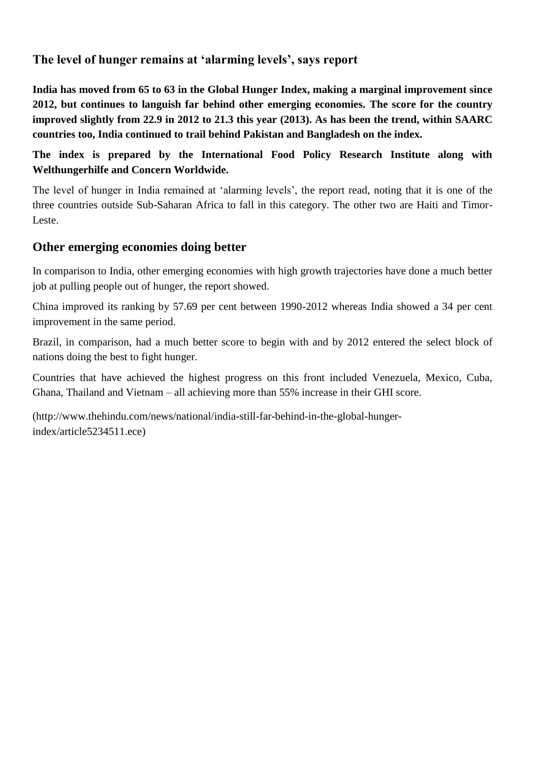## The level of hunger remains at 'alarming levels', says report

**India has moved from 65 to 63 in the Global Hunger Index, making a marginal improvement since 2012, but continues to languish far behind other emerging economies. The score for the country improved slightly from 22.9 in 2012 to 21.3 this year (2013). As has been the trend, within SAARC countries too, India continued to trail behind Pakistan and Bangladesh on the index.**

**The index is prepared by the International Food Policy Research Institute along with Welthungerhilfe and Concern Worldwide.**

The level of hunger in India remained at 'alarming levels', the report read, noting that it is one of the three countries outside Sub-Saharan Africa to fall in this category. The other two are Haiti and Timor-Leste.

## Other emerging economies doing better

In comparison to India, other emerging economies with high growth trajectories have done a much better job at pulling people out of hunger, the report showed.

China improved its ranking by 57.69 per cent between 1990-2012 whereas India showed a 34 per cent improvement in the same period.

Brazil, in comparison, had a much better score to begin with and by 2012 entered the select block of nations doing the best to fight hunger.

Countries that have achieved the highest progress on this front included Venezuela, Mexico, Cuba, Ghana, Thailand and Vietnam – all achieving more than 55% increase in their GHI score.

(http://www.thehindu.com/news/national/india-still-far-behind-in-the-global-hunger-index/article5234511.ece)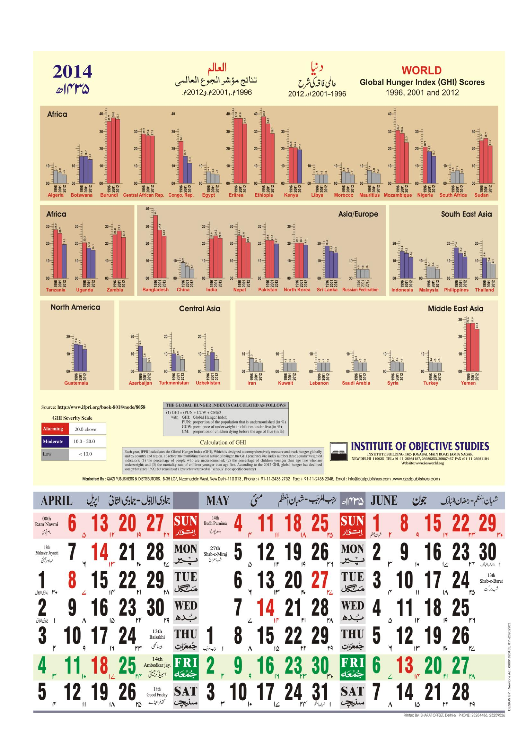# 2014
## ۱۴۳۵ھ

العالم
نتائج مؤشر الجوع العالمي
1996م، 2001م، و2012م

دنیا
عالمی فاقہ کی شرح
1996-2001 اور 2012

# WORLD
## Global Hunger Index (GHI) Scores
1996, 2001 and 2012

**Africa**

Algeria, Botswana, Burundi, Central African Rep., Congo, Rep., Egypt, Eritrea, Ethiopia, Kenya, Libya, Morocco, Mauritius, Mozambique, Nigeria, South Africa, Sudan

**Africa**

Tanzania, Uganda, Zambia

**Asia/Europe**

Bangladesh, China, India, Nepal, Pakistan, North Korea, Sri Lanka, Russian Federation

**South East Asia**

Indonesia, Malaysia, Philippines, Thailand

**North America**

Guatemala

**Central Asia**

Azerbaijan, Turkmenistan, Uzbekistan

**Middle East Asia**

Iran, Kuwait, Lebanon, Saudi Arabia, Syria, Turkey, Yemen

1996 2001 2012

Source: http://www.ifpri.org/book-8018/node/8058

**GHI Severity Scale**

| | |
|---|---|
| Alarming | 20.0 above |
| Moderate | 10.0 - 20.0 |
| Low | < 10.0 |

**THE GLOBAL HUNGER INDEX IS CALCULATED AS FOLLOWS**

(1) GHI = (PUN + CUW + CM)/3
with GHI: Global Hunger Index
PUN: proportion of the population that is undernourished (in %)
CUW: prevalence of underweight in children under five (in %)
CM: proportion of children dying before the age of five (in %)

**Calculation of GHI**

Each year, IFPRI calculates the Global Hunger Index (GHI), Which is designed to comprehensively measure and track hunger globally and by country and region. To reflect the multidimensional nature of hunger, the GHI generates one index number three equally weighted indicators: (1) the percentage of people who are undernourished; (2) the percentage of children younger than age five who are underweight; and (3) the mortality rate of children younger than age five. According to the 2012 GHI, global hunger has declined somewhat since 1990, but remains at a level characterized as "serious" (see specific country)

**INSTITUTE OF OBJECTIVE STUDIES**
INSTITUTE BUILDING, 162- JOGABAI, MAIN ROAD, JAMIA NAGAR, NEW DELHI-110025 TEL.: 91-11-26981187, 26989253, 26987467 FAX: 91-11-26981104
Website: www.iosworld.org

Marketed By : QAZI PUBLISHERS & DISTRIBUTORS, B-35 LGF, Nizamuddin West, New Delhi-110 013, Phone : + 91-11-2435 2732 Fax : + 91-11-2435 2048, Email : info@qazipublishers.com, www.qazipublishers.com

## APRIL اپریل جمادی الاول - جمادی الثانی

| | | | | | | |
|---|---|---|---|---|---|---|
| 08th Ram Navmi | 6 | 13 | 20 | 27 | | SUN اتوار |
| 13th Mahavir Jayanti | 7 | 14 | 21 | 28 | | MON پیر |
| | 1 | 8 | 15 | 22 | 29 | TUE منگل |
| | 2 | 9 | 16 | 23 | 30 | WED بدھ |
| | 3 | 10 | 17 | 24 | 13th Baisakhi | THU جمعرات |
| | 4 | 11 | 18 | 25 | 14th Ambedkar jay. | FRI جمعہ |
| | 5 | 12 | 19 | 26 | 18th Good Friday | SAT سنیچر |

## MAY مئی رجب المرجب - شعبان المعظم

| | | | | | | |
|---|---|---|---|---|---|---|
| 14th Budh Purnima | 4 | 11 | 18 | 25 | | SUN اتوار |
| 27th Shab-e-Miraj | 5 | 12 | 19 | 26 | | MON پیر |
| | 6 | 13 | 20 | 27 | | TUE منگل |
| | 7 | 14 | 21 | 28 | | WED بدھ |
| 1 | 8 | 15 | 22 | 29 | | THU جمعرات |
| 2 | 9 | 16 | 23 | 30 | | FRI جمعہ |
| 3 | 10 | 17 | 24 | 31 | | SAT سنیچر |

## ۱۴۳۵ھ JUNE جون شعبان المعظم - رمضان المبارک

| | | | | | |
|---|---|---|---|---|---|
| 1 | 8 | 15 | 22 | 29 | |
| 2 | 9 | 16 | 23 | 30 | |
| 3 | 10 | 17 | 24 | | 13th Shab-e-Barat |
| 4 | 11 | 18 | 25 | | |
| 5 | 12 | 19 | 26 | | |
| 6 | 13 | 20 | 27 | | |
| 7 | 14 | 21 | 28 | | |

Printed By: BHARAT OFFSET, Delhi-6 PHONE: 23284486, 23259526